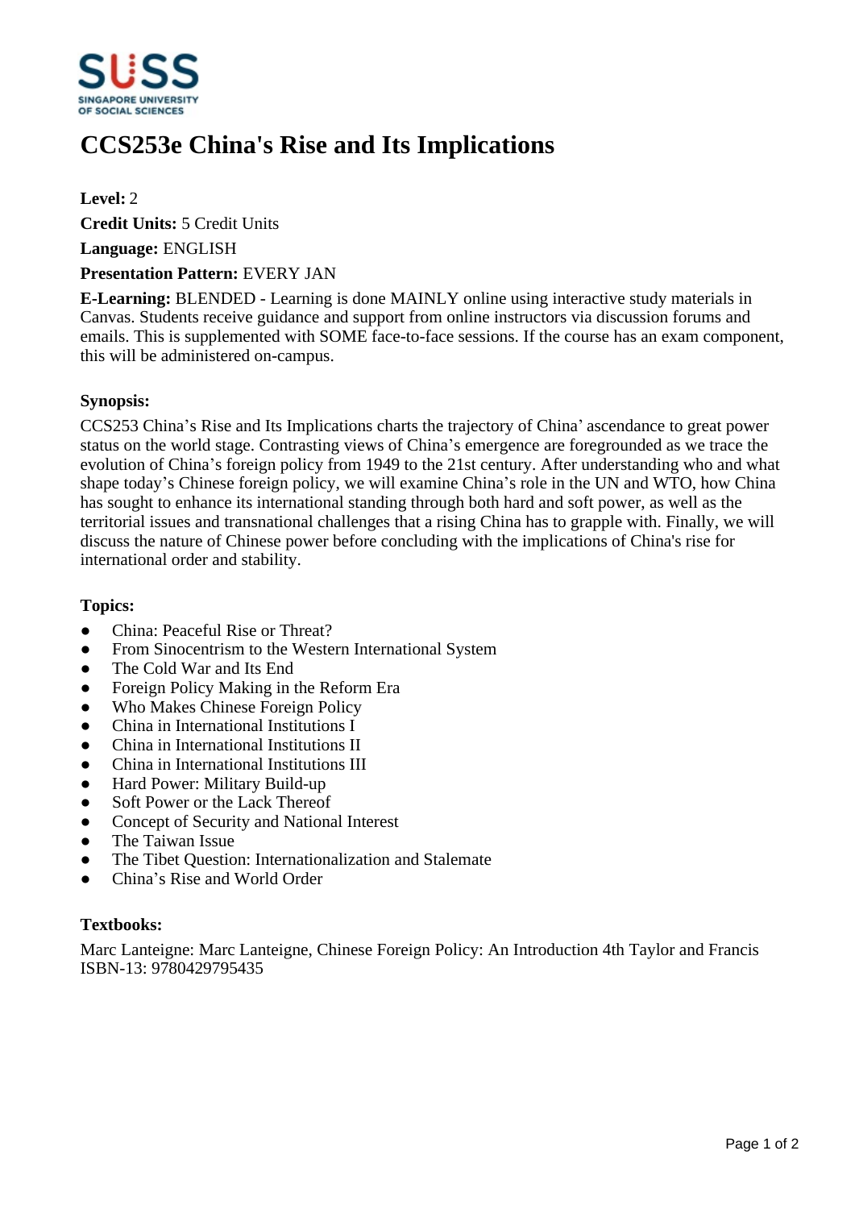# CCS253e China's Rise and Its Implications

**Level:** 2

**Credit Units:** 5 Credit Units

**Language:** ENGLISH

**Presentation Pattern:** EVERY JAN

**E-Learning:** BLENDED - Learning is done MAINLY online using interactive study materials in Canvas. Students receive guidance and support from online instructors via discussion forums and emails. This is supplemented with SOME face-to-face sessions. If the course has an exam component, this will be administered on-campus.

**Synopsis:**

CCS253 China's Rise and Its Implications charts the trajectory of China' ascendance to great power status on the world stage. Contrasting views of China's emergence are foregrounded as we trace the evolution of China's foreign policy from 1949 to the 21st century. After understanding who and what shape today's Chinese foreign policy, we will examine China's role in the UN and WTO, how China has sought to enhance its international standing through both hard and soft power, as well as the territorial issues and transnational challenges that a rising China has to grapple with. Finally, we will discuss the nature of Chinese power before concluding with the implications of China's rise for international order and stability.

**Topics:**

- China: Peaceful Rise or Threat?
- From Sinocentrism to the Western International System
- The Cold War and Its End
- Foreign Policy Making in the Reform Era
- Who Makes Chinese Foreign Policy
- China in International Institutions I
- China in International Institutions II
- China in International Institutions III
- Hard Power: Military Build-up
- Soft Power or the Lack Thereof
- Concept of Security and National Interest
- The Taiwan Issue
- The Tibet Question: Internationalization and Stalemate
- China's Rise and World Order

**Textbooks:**

Marc Lanteigne: Marc Lanteigne, Chinese Foreign Policy: An Introduction 4th Taylor and Francis
ISBN-13: 9780429795435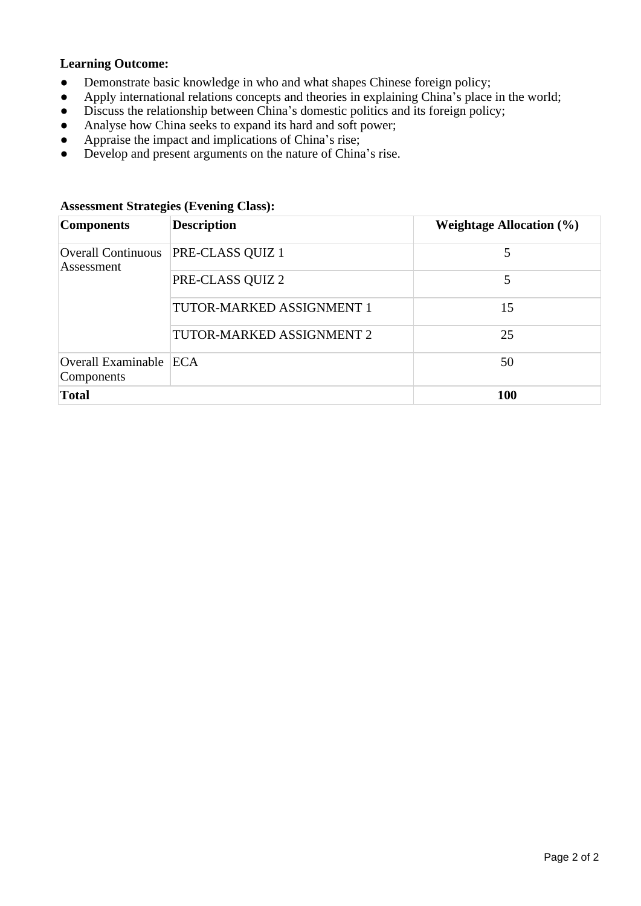**Learning Outcome:**

- Demonstrate basic knowledge in who and what shapes Chinese foreign policy;
- Apply international relations concepts and theories in explaining China's place in the world;
- Discuss the relationship between China's domestic politics and its foreign policy;
- Analyse how China seeks to expand its hard and soft power;
- Appraise the impact and implications of China's rise;
- Develop and present arguments on the nature of China's rise.

**Assessment Strategies (Evening Class):**

| Components | Description | Weightage Allocation (%) |
|---|---|---|
| Overall Continuous Assessment | PRE-CLASS QUIZ 1 | 5 |
| | PRE-CLASS QUIZ 2 | 5 |
| | TUTOR-MARKED ASSIGNMENT 1 | 15 |
| | TUTOR-MARKED ASSIGNMENT 2 | 25 |
| Overall Examinable Components | ECA | 50 |
| **Total** | | **100** |